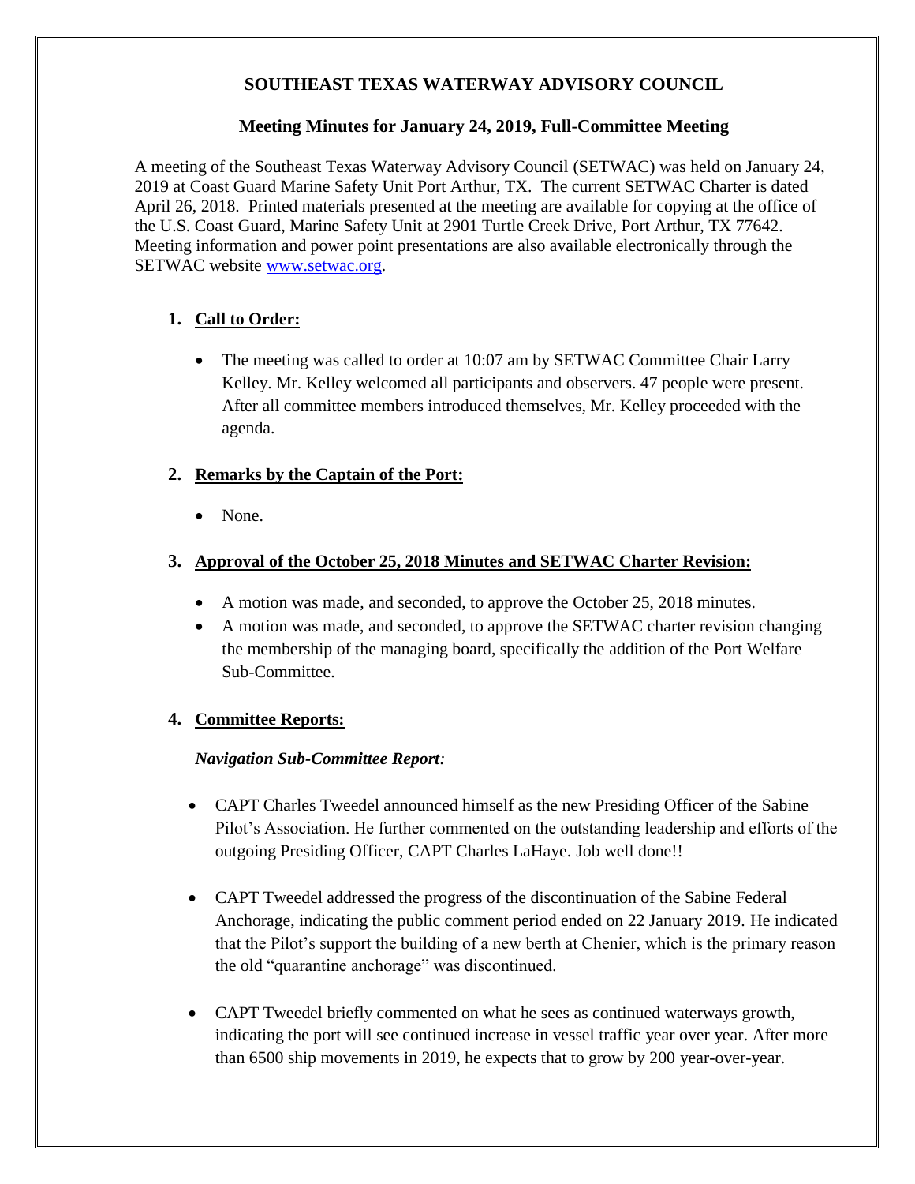# SOUTHEAST TEXAS WATERWAY ADVISORY COUNCIL

## Meeting Minutes for January 24, 2019, Full-Committee Meeting

A meeting of the Southeast Texas Waterway Advisory Council (SETWAC) was held on January 24, 2019 at Coast Guard Marine Safety Unit Port Arthur, TX. The current SETWAC Charter is dated April 26, 2018. Printed materials presented at the meeting are available for copying at the office of the U.S. Coast Guard, Marine Safety Unit at 2901 Turtle Creek Drive, Port Arthur, TX 77642. Meeting information and power point presentations are also available electronically through the SETWAC website www.setwac.org.

1. **Call to Order:**

   - The meeting was called to order at 10:07 am by SETWAC Committee Chair Larry Kelley. Mr. Kelley welcomed all participants and observers. 47 people were present. After all committee members introduced themselves, Mr. Kelley proceeded with the agenda.

2. **Remarks by the Captain of the Port:**

   - None.

3. **Approval of the October 25, 2018 Minutes and SETWAC Charter Revision:**

   - A motion was made, and seconded, to approve the October 25, 2018 minutes.
   - A motion was made, and seconded, to approve the SETWAC charter revision changing the membership of the managing board, specifically the addition of the Port Welfare Sub-Committee.

4. **Committee Reports:**

   ***Navigation Sub-Committee Report:***

   - CAPT Charles Tweedel announced himself as the new Presiding Officer of the Sabine Pilot's Association. He further commented on the outstanding leadership and efforts of the outgoing Presiding Officer, CAPT Charles LaHaye. Job well done!!

   - CAPT Tweedel addressed the progress of the discontinuation of the Sabine Federal Anchorage, indicating the public comment period ended on 22 January 2019. He indicated that the Pilot's support the building of a new berth at Chenier, which is the primary reason the old "quarantine anchorage" was discontinued.

   - CAPT Tweedel briefly commented on what he sees as continued waterways growth, indicating the port will see continued increase in vessel traffic year over year. After more than 6500 ship movements in 2019, he expects that to grow by 200 year-over-year.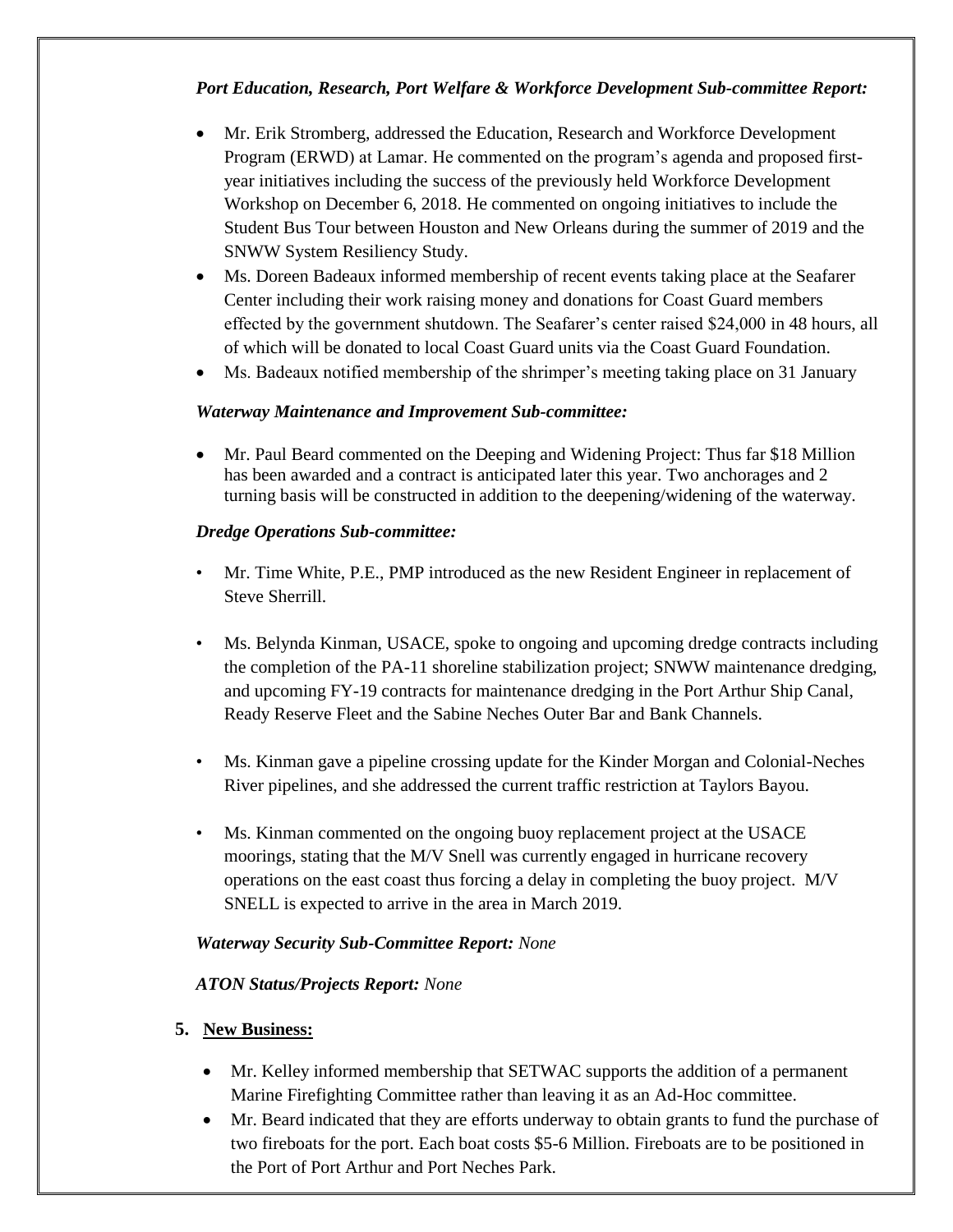***Port Education, Research, Port Welfare & Workforce Development Sub-committee Report:***

- Mr. Erik Stromberg, addressed the Education, Research and Workforce Development Program (ERWD) at Lamar. He commented on the program's agenda and proposed first-year initiatives including the success of the previously held Workforce Development Workshop on December 6, 2018. He commented on ongoing initiatives to include the Student Bus Tour between Houston and New Orleans during the summer of 2019 and the SNWW System Resiliency Study.
- Ms. Doreen Badeaux informed membership of recent events taking place at the Seafarer Center including their work raising money and donations for Coast Guard members effected by the government shutdown. The Seafarer's center raised $24,000 in 48 hours, all of which will be donated to local Coast Guard units via the Coast Guard Foundation.
- Ms. Badeaux notified membership of the shrimper's meeting taking place on 31 January

***Waterway Maintenance and Improvement Sub-committee:***

- Mr. Paul Beard commented on the Deeping and Widening Project: Thus far $18 Million has been awarded and a contract is anticipated later this year. Two anchorages and 2 turning basis will be constructed in addition to the deepening/widening of the waterway.

***Dredge Operations Sub-committee:***

- Mr. Time White, P.E., PMP introduced as the new Resident Engineer in replacement of Steve Sherrill.
- Ms. Belynda Kinman, USACE, spoke to ongoing and upcoming dredge contracts including the completion of the PA-11 shoreline stabilization project; SNWW maintenance dredging, and upcoming FY-19 contracts for maintenance dredging in the Port Arthur Ship Canal, Ready Reserve Fleet and the Sabine Neches Outer Bar and Bank Channels.
- Ms. Kinman gave a pipeline crossing update for the Kinder Morgan and Colonial-Neches River pipelines, and she addressed the current traffic restriction at Taylors Bayou.
- Ms. Kinman commented on the ongoing buoy replacement project at the USACE moorings, stating that the M/V Snell was currently engaged in hurricane recovery operations on the east coast thus forcing a delay in completing the buoy project. M/V SNELL is expected to arrive in the area in March 2019.

***Waterway Security Sub-Committee Report:*** *None*

***ATON Status/Projects Report:*** *None*

**5. New Business:**

- Mr. Kelley informed membership that SETWAC supports the addition of a permanent Marine Firefighting Committee rather than leaving it as an Ad-Hoc committee.
- Mr. Beard indicated that they are efforts underway to obtain grants to fund the purchase of two fireboats for the port. Each boat costs $5-6 Million. Fireboats are to be positioned in the Port of Port Arthur and Port Neches Park.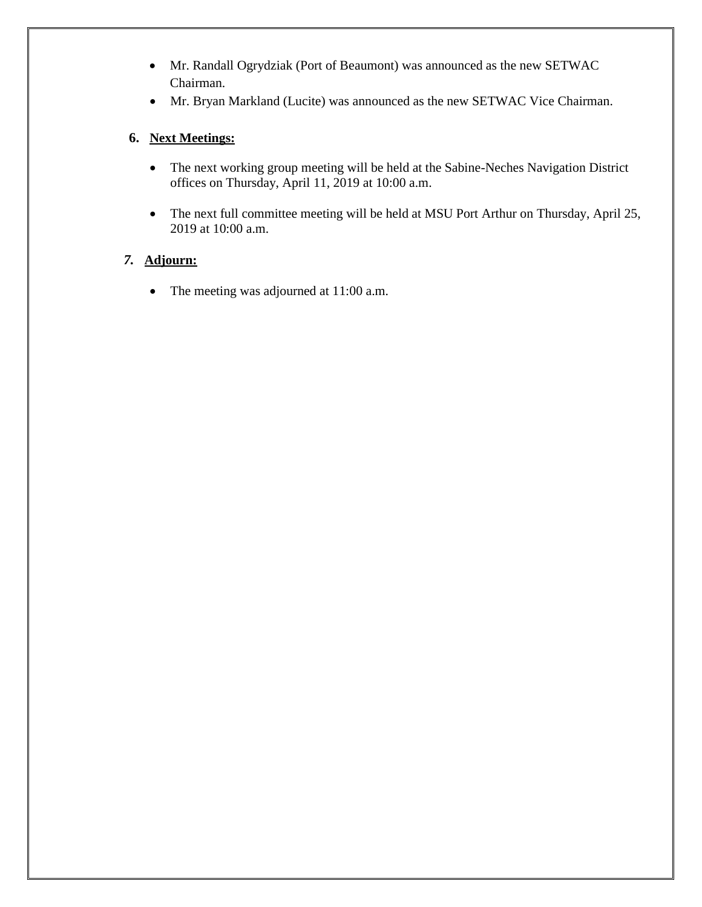- Mr. Randall Ogrydziak (Port of Beaumont) was announced as the new SETWAC Chairman.
- Mr. Bryan Markland (Lucite) was announced as the new SETWAC Vice Chairman.

**6. <u>Next Meetings:</u>**

- The next working group meeting will be held at the Sabine-Neches Navigation District offices on Thursday, April 11, 2019 at 10:00 a.m.

- The next full committee meeting will be held at MSU Port Arthur on Thursday, April 25, 2019 at 10:00 a.m.

***7.*** **<u>Adjourn:</u>**

- The meeting was adjourned at 11:00 a.m.